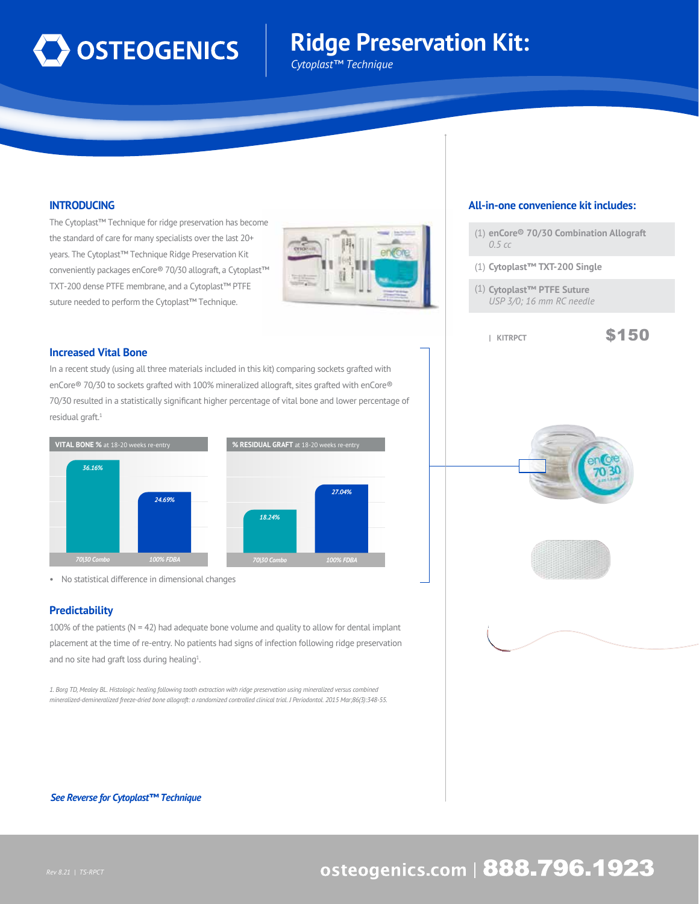# OSTEOGENICS

# Ridge Preservation Kit:

*Cytoplast™ Technique*

## INTRODUCING

The Cytoplast™ Technique for ridge preservation has become the standard of care for many specialists over the last 20+ years. The Cytoplast™ Technique Ridge Preservation Kit conveniently packages enCore® 70/30 allograft, a Cytoplast™ TXT-200 dense PTFE membrane, and a Cytoplast™ PTFE suture needed to perform the Cytoplast™ Technique.

## Increased Vital Bone

In a recent study (using all three materials included in this kit) comparing sockets grafted with enCore® 70/30 to sockets grafted with 100% mineralized allograft, sites grafted with enCore® 70/30 resulted in a statistically significant higher percentage of vital bone and lower percentage of residual graft.[1]

**VITAL BONE %** at 18-20 weeks re-entry

| 70\|30 Combo | 100% FDBA |
|---|---|
| 36.16% | 24.69% |

**% RESIDUAL GRAFT** at 18-20 weeks re-entry

| 70\|30 Combo | 100% FDBA |
|---|---|
| 18.24% | 27.04% |

- No statistical difference in dimensional changes

## Predictability

100% of the patients (N = 42) had adequate bone volume and quality to allow for dental implant placement at the time of re-entry. No patients had signs of infection following ridge preservation and no site had graft loss during healing[1].

*1. Borg TD, Mealey BL. Histologic healing following tooth extraction with ridge preservation using mineralized versus combined mineralized-demineralized freeze-dried bone allograft: a randomized controlled clinical trial. J Periodontol. 2015 Mar;86(3):348-55.*

***See Reverse for Cytoplast™ Technique***

## All-in-one convenience kit includes:

- (1) **enCore® 70/30 Combination Allograft** *0.5 cc*
- (1) **Cytoplast™ TXT-200 Single**
- (1) **Cytoplast™ PTFE Suture** *USP 3/0; 16 mm RC needle*

| KITRPCT — **$150**

*Rev 8.21 | TS-RPCT*

osteogenics.com | **888.796.1923**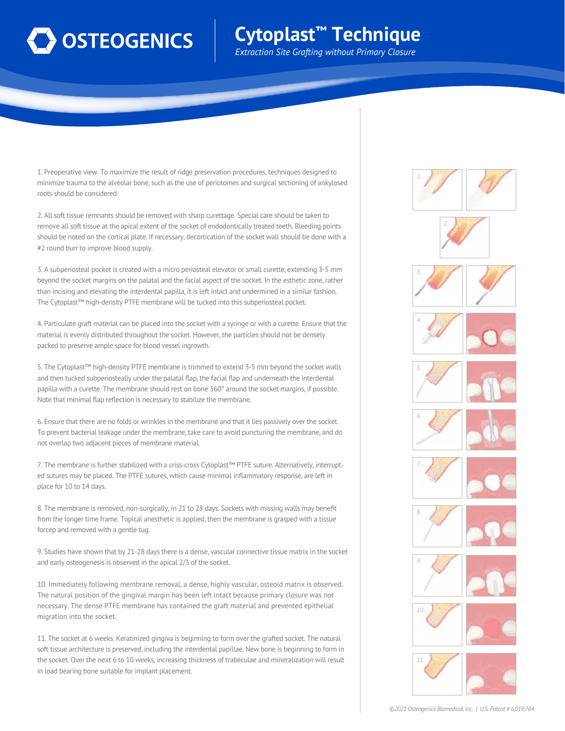# Cytoplast™ Technique

*Extraction Site Grafting without Primary Closure*

1. Preoperative view. To maximize the result of ridge preservation procedures, techniques designed to minimize trauma to the alveolar bone, such as the use of periotomes and surgical sectioning of ankylosed roots should be considered.

2. All soft tissue remnants should be removed with sharp curettage. Special care should be taken to remove all soft tissue at the apical extent of the socket of endodontically treated teeth. Bleeding points should be noted on the cortical plate. If necessary, decortication of the socket wall should be done with a #2 round burr to improve blood supply.

3. A subperiosteal pocket is created with a micro periosteal elevator or small curette, extending 3-5 mm beyond the socket margins on the palatal and the facial aspect of the socket. In the esthetic zone, rather than incising and elevating the interdental papilla, it is left intact and undermined in a similar fashion. The Cytoplast™ high-density PTFE membrane will be tucked into this subperiosteal pocket.

4. Particulate graft material can be placed into the socket with a syringe or with a curette. Ensure that the material is evenly distributed throughout the socket. However, the particles should not be densely packed to preserve ample space for blood vessel ingrowth.

5. The Cytoplast™ high-density PTFE membrane is trimmed to extend 3-5 mm beyond the socket walls and then tucked subperiosteally under the palatal flap, the facial flap and underneath the interdental papilla with a curette. The membrane should rest on bone 360° around the socket margins, if possible. Note that minimal flap reflection is necessary to stabilize the membrane.

6. Ensure that there are no folds or wrinkles in the membrane and that it lies passively over the socket. To prevent bacterial leakage under the membrane, take care to avoid puncturing the membrane, and do not overlap two adjacent pieces of membrane material.

7. The membrane is further stabilized with a criss-cross Cytoplast™ PTFE suture. Alternatively, interrupted sutures may be placed. The PTFE sutures, which cause minimal inflammatory response, are left in place for 10 to 14 days.

8. The membrane is removed, non-surgically, in 21 to 28 days. Sockets with missing walls may benefit from the longer time frame. Topical anesthetic is applied, then the membrane is grasped with a tissue forcep and removed with a gentle tug.

9. Studies have shown that by 21-28 days there is a dense, vascular connective tissue matrix in the socket and early osteogenesis is observed in the apical 2/3 of the socket.

10. Immediately following membrane removal, a dense, highly vascular, osteoid matrix is observed. The natural position of the gingival margin has been left intact because primary closure was not necessary. The dense PTFE membrane has contained the graft material and prevented epithelial migration into the socket.

11. The socket at 6 weeks. Keratinized gingiva is beginning to form over the grafted socket. The natural soft tissue architecture is preserved, including the interdental papillae. New bone is beginning to form in the socket. Over the next 6 to 10 weeks, increasing thickness of trabeculae and mineralization will result in load bearing bone suitable for implant placement.

*©2021 Osteogenics Biomedical, Inc. | U.S. Patent # 6,019,764*